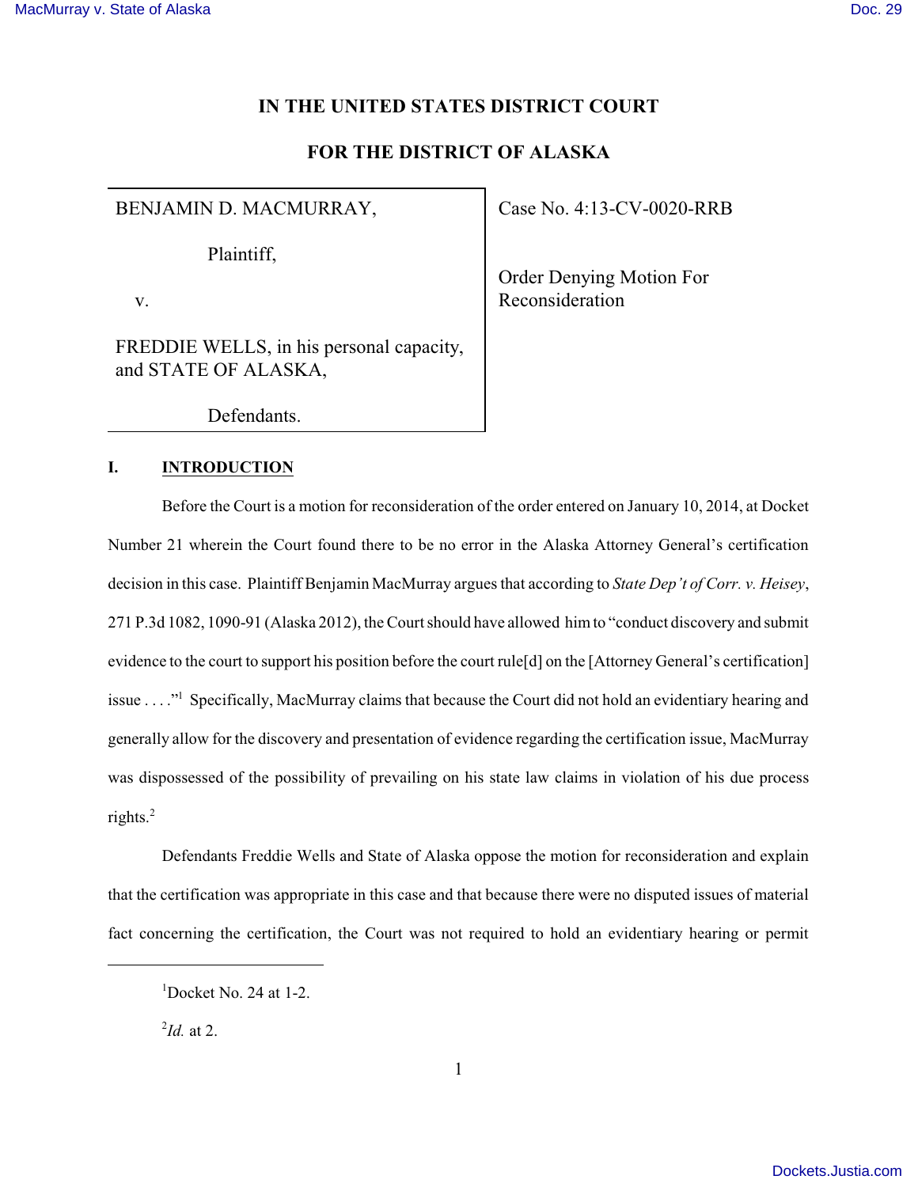# IN THE UNITED STATES DISTRICT COURT

# FOR THE DISTRICT OF ALASKA

| | |
|---|---|
| BENJAMIN D. MACMURRAY,<br><br>Plaintiff,<br><br>v.<br><br>FREDDIE WELLS, in his personal capacity, and STATE OF ALASKA,<br><br>Defendants. | Case No. 4:13-CV-0020-RRB<br><br>Order Denying Motion For Reconsideration |

## I. INTRODUCTION

Before the Court is a motion for reconsideration of the order entered on January 10, 2014, at Docket Number 21 wherein the Court found there to be no error in the Alaska Attorney General's certification decision in this case. Plaintiff Benjamin MacMurray argues that according to *State Dep't of Corr. v. Heisey*, 271 P.3d 1082, 1090-91 (Alaska 2012), the Court should have allowed him to "conduct discovery and submit evidence to the court to support his position before the court rule[d] on the [Attorney General's certification] issue . . . ."[1] Specifically, MacMurray claims that because the Court did not hold an evidentiary hearing and generally allow for the discovery and presentation of evidence regarding the certification issue, MacMurray was dispossessed of the possibility of prevailing on his state law claims in violation of his due process rights.[2]

Defendants Freddie Wells and State of Alaska oppose the motion for reconsideration and explain that the certification was appropriate in this case and that because there were no disputed issues of material fact concerning the certification, the Court was not required to hold an evidentiary hearing or permit

---

[1] Docket No. 24 at 1-2.

[2] *Id.* at 2.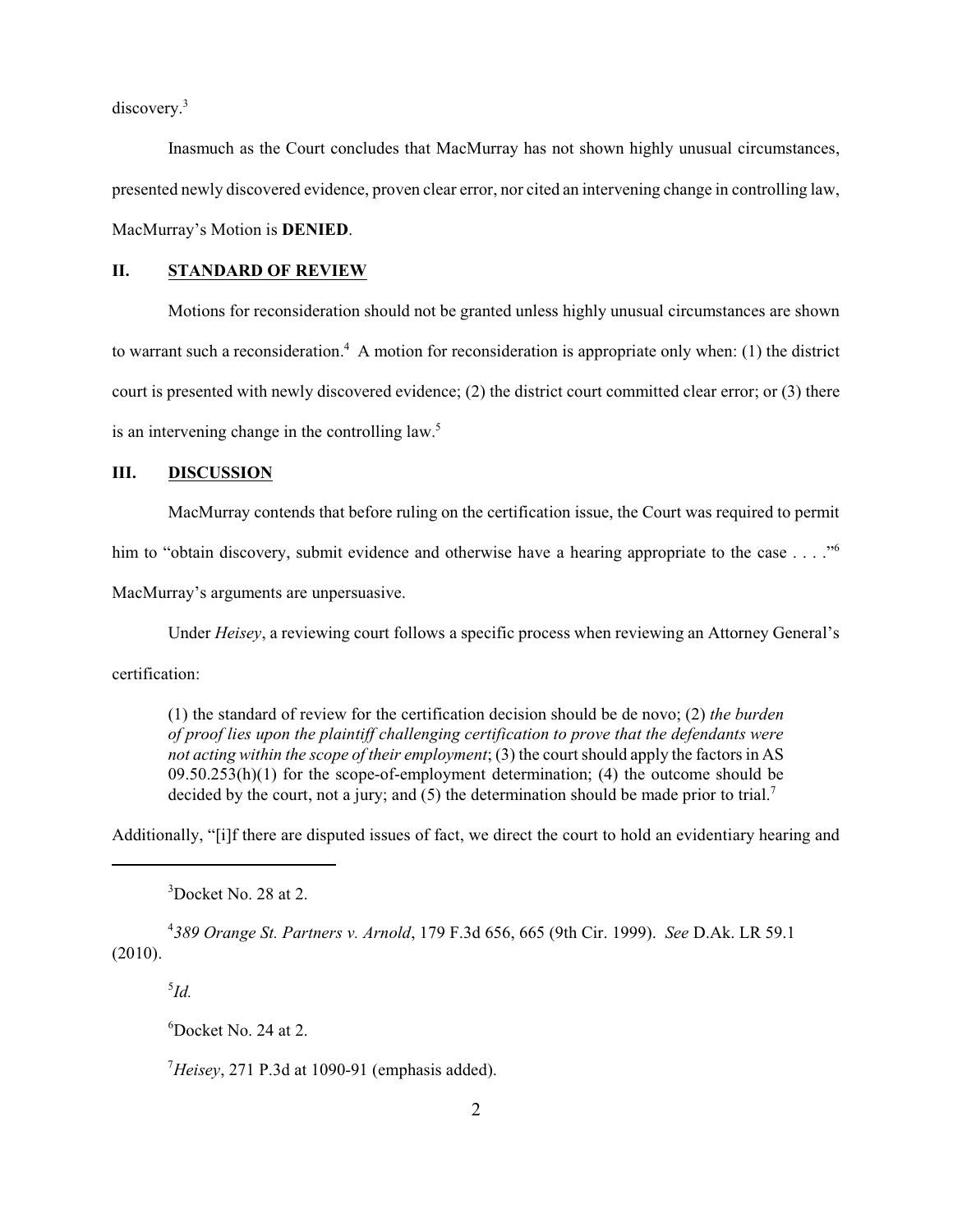discovery.[3]

Inasmuch as the Court concludes that MacMurray has not shown highly unusual circumstances, presented newly discovered evidence, proven clear error, nor cited an intervening change in controlling law, MacMurray's Motion is **DENIED**.

## II. STANDARD OF REVIEW

Motions for reconsideration should not be granted unless highly unusual circumstances are shown to warrant such a reconsideration.[4] A motion for reconsideration is appropriate only when: (1) the district court is presented with newly discovered evidence; (2) the district court committed clear error; or (3) there is an intervening change in the controlling law.[5]

## III. DISCUSSION

MacMurray contends that before ruling on the certification issue, the Court was required to permit him to "obtain discovery, submit evidence and otherwise have a hearing appropriate to the case . . . ."[6] MacMurray's arguments are unpersuasive.

Under *Heisey*, a reviewing court follows a specific process when reviewing an Attorney General's certification:

> (1) the standard of review for the certification decision should be de novo; (2) *the burden of proof lies upon the plaintiff challenging certification to prove that the defendants were not acting within the scope of their employment*; (3) the court should apply the factors in AS 09.50.253(h)(1) for the scope-of-employment determination; (4) the outcome should be decided by the court, not a jury; and (5) the determination should be made prior to trial.[7]

Additionally, "[i]f there are disputed issues of fact, we direct the court to hold an evidentiary hearing and

---

[3] Docket No. 28 at 2.

[4] *389 Orange St. Partners v. Arnold*, 179 F.3d 656, 665 (9th Cir. 1999). *See* D.Ak. LR 59.1 (2010).

[5] *Id.*

[6] Docket No. 24 at 2.

[7] *Heisey*, 271 P.3d at 1090-91 (emphasis added).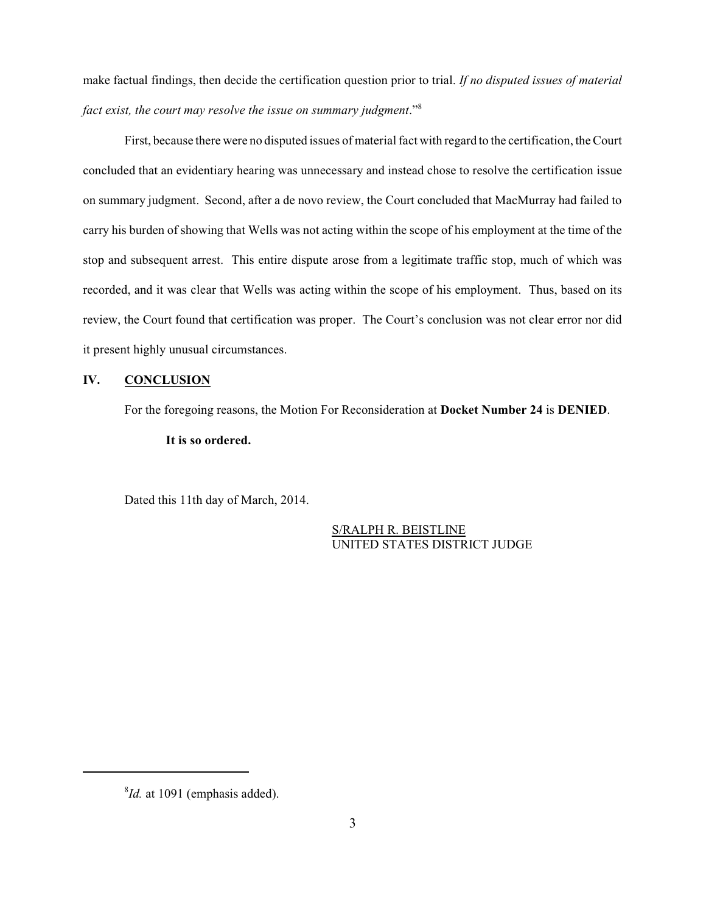make factual findings, then decide the certification question prior to trial. *If no disputed issues of material fact exist, the court may resolve the issue on summary judgment*."[8]

First, because there were no disputed issues of material fact with regard to the certification, the Court concluded that an evidentiary hearing was unnecessary and instead chose to resolve the certification issue on summary judgment. Second, after a de novo review, the Court concluded that MacMurray had failed to carry his burden of showing that Wells was not acting within the scope of his employment at the time of the stop and subsequent arrest. This entire dispute arose from a legitimate traffic stop, much of which was recorded, and it was clear that Wells was acting within the scope of his employment. Thus, based on its review, the Court found that certification was proper. The Court's conclusion was not clear error nor did it present highly unusual circumstances.

## IV. CONCLUSION

For the foregoing reasons, the Motion For Reconsideration at **Docket Number 24** is **DENIED**.

**It is so ordered.**

Dated this 11th day of March, 2014.

S/RALPH R. BEISTLINE
UNITED STATES DISTRICT JUDGE

---

[8] *Id.* at 1091 (emphasis added).